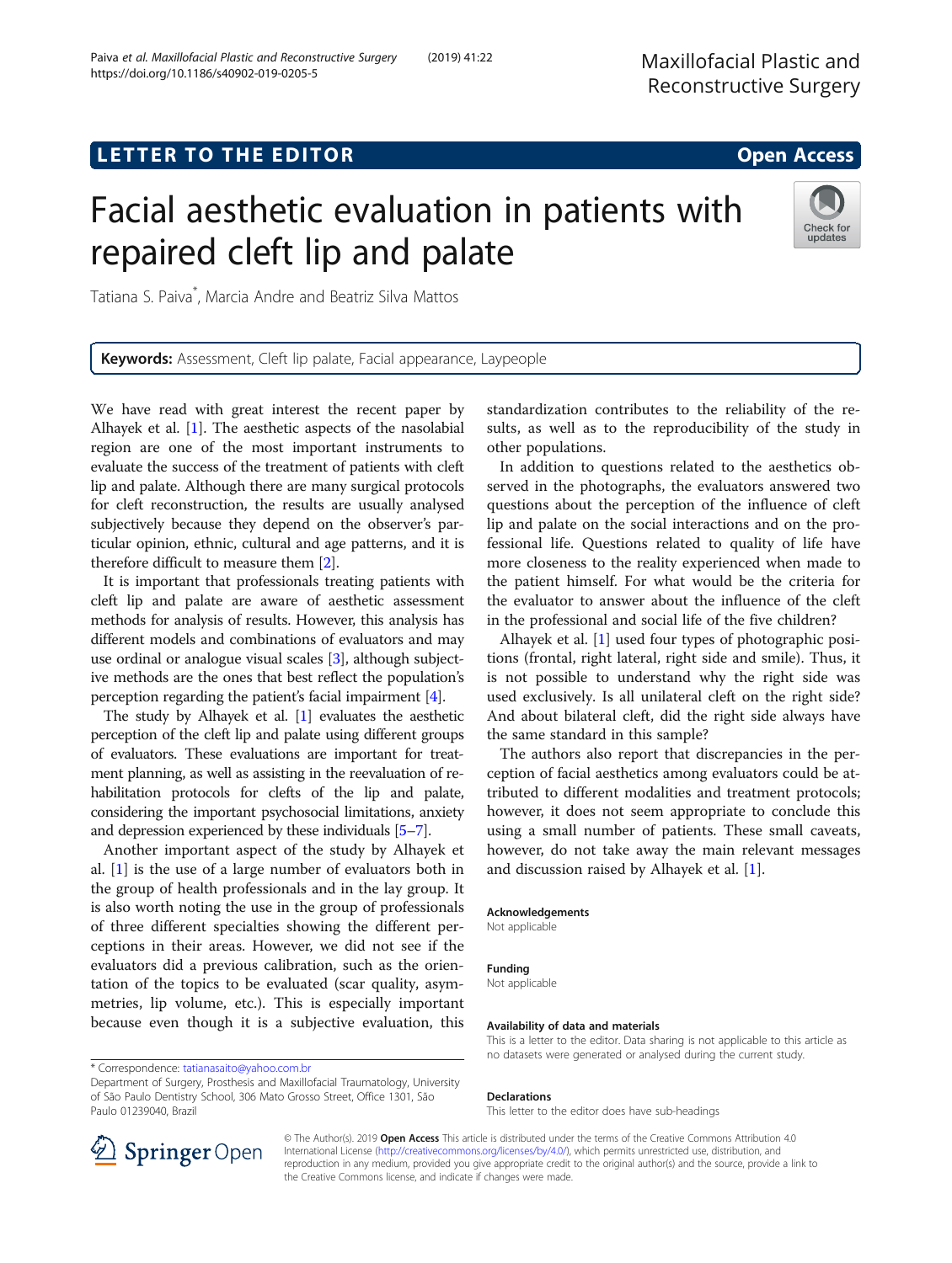LETTER TO THE EDITOR

Open Access

# Facial aesthetic evaluation in patients with repaired cleft lip and palate

Tatiana S. Paiva*, Marcia Andre and Beatriz Silva Mattos

**Keywords:** Assessment, Cleft lip palate, Facial appearance, Laypeople

We have read with great interest the recent paper by Alhayek et al. [1]. The aesthetic aspects of the nasolabial region are one of the most important instruments to evaluate the success of the treatment of patients with cleft lip and palate. Although there are many surgical protocols for cleft reconstruction, the results are usually analysed subjectively because they depend on the observer's particular opinion, ethnic, cultural and age patterns, and it is therefore difficult to measure them [2].

It is important that professionals treating patients with cleft lip and palate are aware of aesthetic assessment methods for analysis of results. However, this analysis has different models and combinations of evaluators and may use ordinal or analogue visual scales [3], although subjective methods are the ones that best reflect the population's perception regarding the patient's facial impairment [4].

The study by Alhayek et al. [1] evaluates the aesthetic perception of the cleft lip and palate using different groups of evaluators. These evaluations are important for treatment planning, as well as assisting in the reevaluation of rehabilitation protocols for clefts of the lip and palate, considering the important psychosocial limitations, anxiety and depression experienced by these individuals [5–7].

Another important aspect of the study by Alhayek et al. [1] is the use of a large number of evaluators both in the group of health professionals and in the lay group. It is also worth noting the use in the group of professionals of three different specialties showing the different perceptions in their areas. However, we did not see if the evaluators did a previous calibration, such as the orientation of the topics to be evaluated (scar quality, asymmetries, lip volume, etc.). This is especially important because even though it is a subjective evaluation, this standardization contributes to the reliability of the results, as well as to the reproducibility of the study in other populations.

In addition to questions related to the aesthetics observed in the photographs, the evaluators answered two questions about the perception of the influence of cleft lip and palate on the social interactions and on the professional life. Questions related to quality of life have more closeness to the reality experienced when made to the patient himself. For what would be the criteria for the evaluator to answer about the influence of the cleft in the professional and social life of the five children?

Alhayek et al. [1] used four types of photographic positions (frontal, right lateral, right side and smile). Thus, it is not possible to understand why the right side was used exclusively. Is all unilateral cleft on the right side? And about bilateral cleft, did the right side always have the same standard in this sample?

The authors also report that discrepancies in the perception of facial aesthetics among evaluators could be attributed to different modalities and treatment protocols; however, it does not seem appropriate to conclude this using a small number of patients. These small caveats, however, do not take away the main relevant messages and discussion raised by Alhayek et al. [1].

### Acknowledgements

Not applicable

### Funding

Not applicable

### Availability of data and materials

This is a letter to the editor. Data sharing is not applicable to this article as no datasets were generated or analysed during the current study.

### Declarations

This letter to the editor does have sub-headings

* Correspondence: tatianasaito@yahoo.com.br
Department of Surgery, Prosthesis and Maxillofacial Traumatology, University of São Paulo Dentistry School, 306 Mato Grosso Street, Office 1301, São Paulo 01239040, Brazil

© The Author(s). 2019 **Open Access** This article is distributed under the terms of the Creative Commons Attribution 4.0 International License (http://creativecommons.org/licenses/by/4.0/), which permits unrestricted use, distribution, and reproduction in any medium, provided you give appropriate credit to the original author(s) and the source, provide a link to the Creative Commons license, and indicate if changes were made.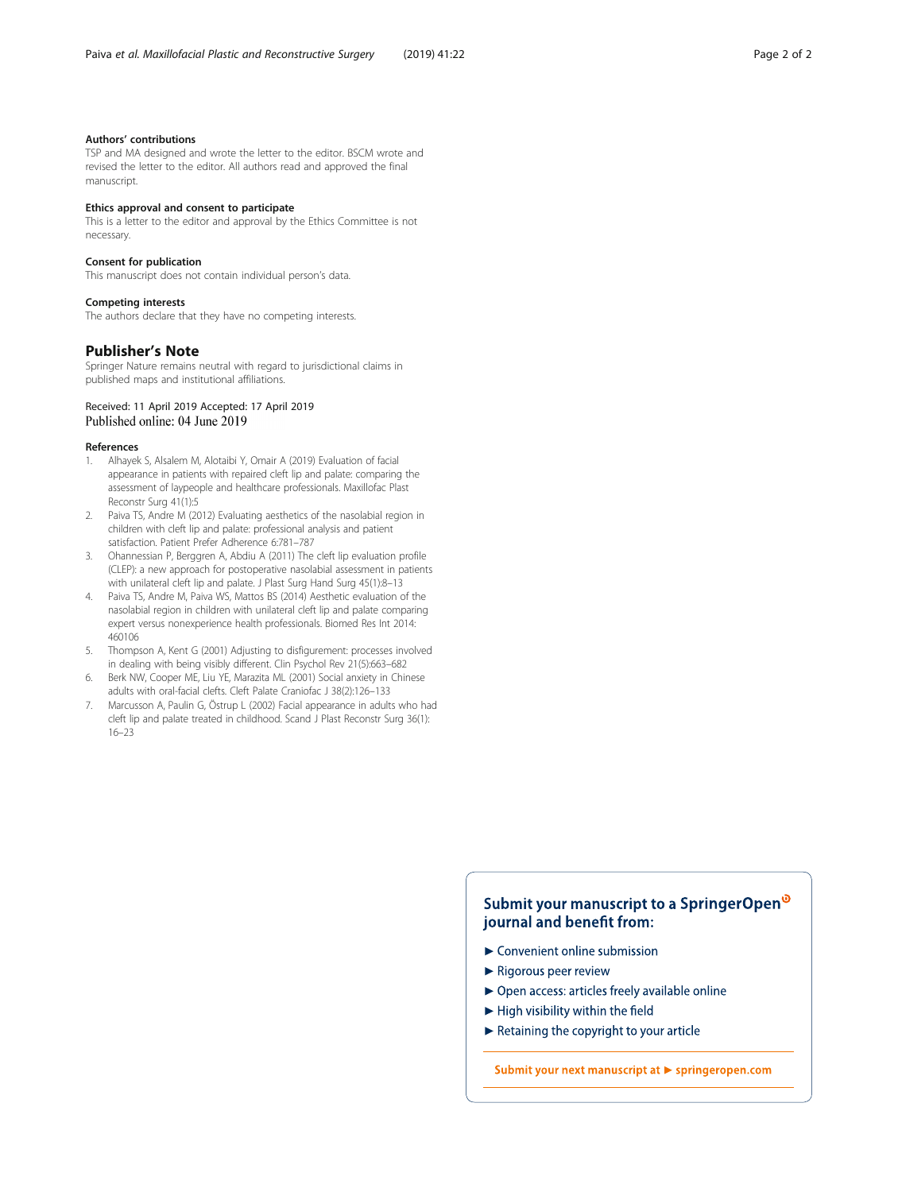### Authors' contributions

TSP and MA designed and wrote the letter to the editor. BSCM wrote and revised the letter to the editor. All authors read and approved the final manuscript.

### Ethics approval and consent to participate

This is a letter to the editor and approval by the Ethics Committee is not necessary.

### Consent for publication

This manuscript does not contain individual person's data.

### Competing interests

The authors declare that they have no competing interests.

## Publisher's Note

Springer Nature remains neutral with regard to jurisdictional claims in published maps and institutional affiliations.

Received: 11 April 2019 Accepted: 17 April 2019
Published online: 04 June 2019

### References

1. Alhayek S, Alsalem M, Alotaibi Y, Omair A (2019) Evaluation of facial appearance in patients with repaired cleft lip and palate: comparing the assessment of laypeople and healthcare professionals. Maxillofac Plast Reconstr Surg 41(1):5
2. Paiva TS, Andre M (2012) Evaluating aesthetics of the nasolabial region in children with cleft lip and palate: professional analysis and patient satisfaction. Patient Prefer Adherence 6:781–787
3. Ohannessian P, Berggren A, Abdiu A (2011) The cleft lip evaluation profile (CLEP): a new approach for postoperative nasolabial assessment in patients with unilateral cleft lip and palate. J Plast Surg Hand Surg 45(1):8–13
4. Paiva TS, Andre M, Paiva WS, Mattos BS (2014) Aesthetic evaluation of the nasolabial region in children with unilateral cleft lip and palate comparing expert versus nonexperience health professionals. Biomed Res Int 2014: 460106
5. Thompson A, Kent G (2001) Adjusting to disfigurement: processes involved in dealing with being visibly different. Clin Psychol Rev 21(5):663–682
6. Berk NW, Cooper ME, Liu YE, Marazita ML (2001) Social anxiety in Chinese adults with oral-facial clefts. Cleft Palate Craniofac J 38(2):126–133
7. Marcusson A, Paulin G, Östrup L (2002) Facial appearance in adults who had cleft lip and palate treated in childhood. Scand J Plast Reconstr Surg 36(1): 16–23

**Submit your manuscript to a SpringerOpen journal and benefit from:**

- ► Convenient online submission
- ► Rigorous peer review
- ► Open access: articles freely available online
- ► High visibility within the field
- ► Retaining the copyright to your article

Submit your next manuscript at ► springeropen.com